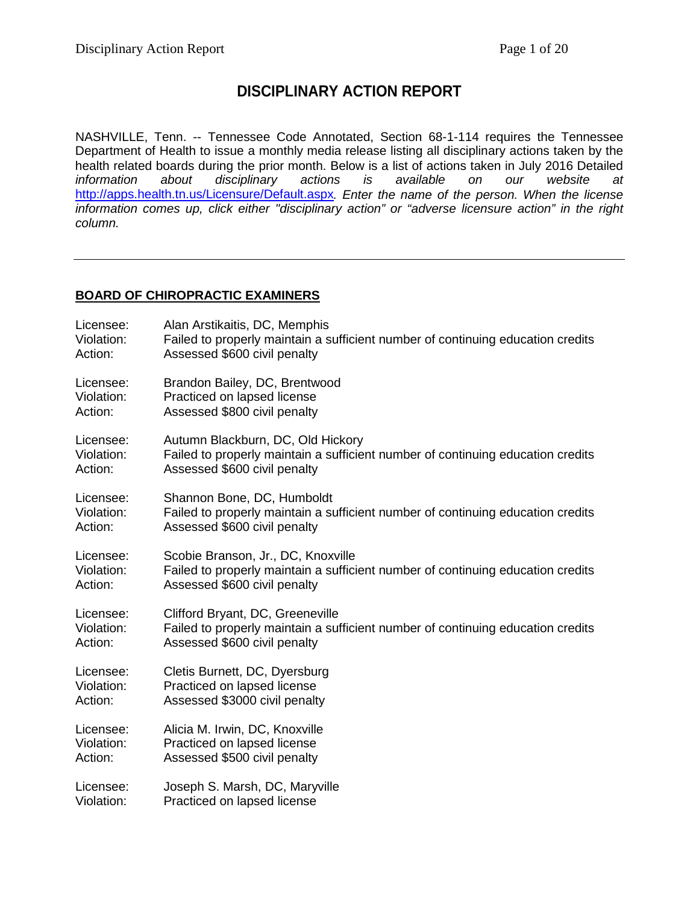# DISCIPLINARY ACTION REPORT

NASHVILLE, Tenn. -- Tennessee Code Annotated, Section 68-1-114 requires the Tennessee Department of Health to issue a monthly media release listing all disciplinary actions taken by the health related boards during the prior month. Below is a list of actions taken in July 2016 Detailed *information about disciplinary actions is available on our website at* http://apps.health.tn.us/Licensure/Default.aspx*. Enter the name of the person. When the license information comes up, click either "disciplinary action" or "adverse licensure action" in the right column.*

---

## BOARD OF CHIROPRACTIC EXAMINERS

Licensee: Alan Arstikaitis, DC, Memphis
Violation: Failed to properly maintain a sufficient number of continuing education credits
Action: Assessed $600 civil penalty

Licensee: Brandon Bailey, DC, Brentwood
Violation: Practiced on lapsed license
Action: Assessed $800 civil penalty

Licensee: Autumn Blackburn, DC, Old Hickory
Violation: Failed to properly maintain a sufficient number of continuing education credits
Action: Assessed $600 civil penalty

Licensee: Shannon Bone, DC, Humboldt
Violation: Failed to properly maintain a sufficient number of continuing education credits
Action: Assessed $600 civil penalty

Licensee: Scobie Branson, Jr., DC, Knoxville
Violation: Failed to properly maintain a sufficient number of continuing education credits
Action: Assessed $600 civil penalty

Licensee: Clifford Bryant, DC, Greeneville
Violation: Failed to properly maintain a sufficient number of continuing education credits
Action: Assessed $600 civil penalty

Licensee: Cletis Burnett, DC, Dyersburg
Violation: Practiced on lapsed license
Action: Assessed $3000 civil penalty

Licensee: Alicia M. Irwin, DC, Knoxville
Violation: Practiced on lapsed license
Action: Assessed $500 civil penalty

Licensee: Joseph S. Marsh, DC, Maryville
Violation: Practiced on lapsed license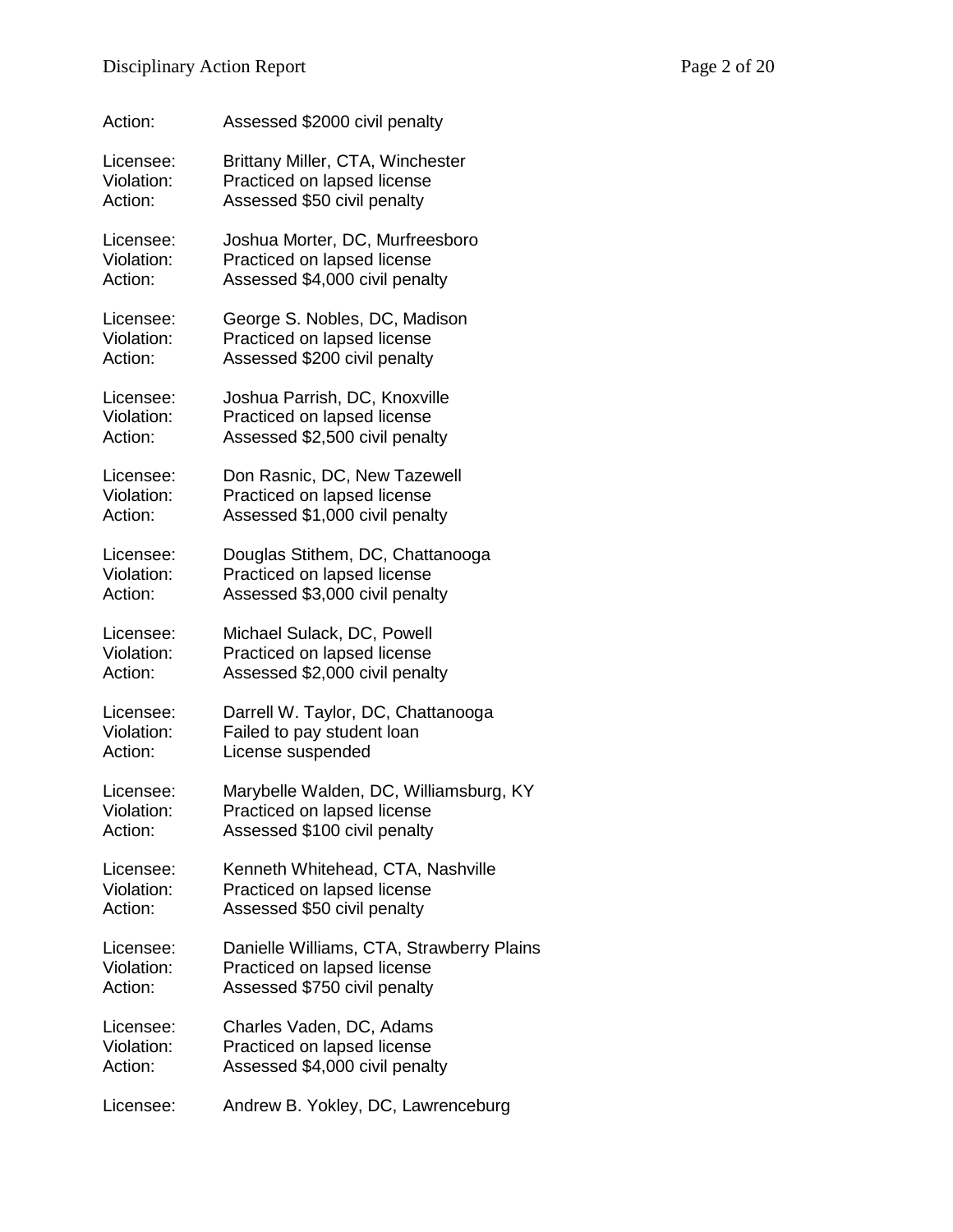Action: Assessed $2000 civil penalty

Licensee: Brittany Miller, CTA, Winchester
Violation: Practiced on lapsed license
Action: Assessed $50 civil penalty

Licensee: Joshua Morter, DC, Murfreesboro
Violation: Practiced on lapsed license
Action: Assessed $4,000 civil penalty

Licensee: George S. Nobles, DC, Madison
Violation: Practiced on lapsed license
Action: Assessed $200 civil penalty

Licensee: Joshua Parrish, DC, Knoxville
Violation: Practiced on lapsed license
Action: Assessed $2,500 civil penalty

Licensee: Don Rasnic, DC, New Tazewell
Violation: Practiced on lapsed license
Action: Assessed $1,000 civil penalty

Licensee: Douglas Stithem, DC, Chattanooga
Violation: Practiced on lapsed license
Action: Assessed $3,000 civil penalty

Licensee: Michael Sulack, DC, Powell
Violation: Practiced on lapsed license
Action: Assessed $2,000 civil penalty

Licensee: Darrell W. Taylor, DC, Chattanooga
Violation: Failed to pay student loan
Action: License suspended

Licensee: Marybelle Walden, DC, Williamsburg, KY
Violation: Practiced on lapsed license
Action: Assessed $100 civil penalty

Licensee: Kenneth Whitehead, CTA, Nashville
Violation: Practiced on lapsed license
Action: Assessed $50 civil penalty

Licensee: Danielle Williams, CTA, Strawberry Plains
Violation: Practiced on lapsed license
Action: Assessed $750 civil penalty

Licensee: Charles Vaden, DC, Adams
Violation: Practiced on lapsed license
Action: Assessed $4,000 civil penalty

Licensee: Andrew B. Yokley, DC, Lawrenceburg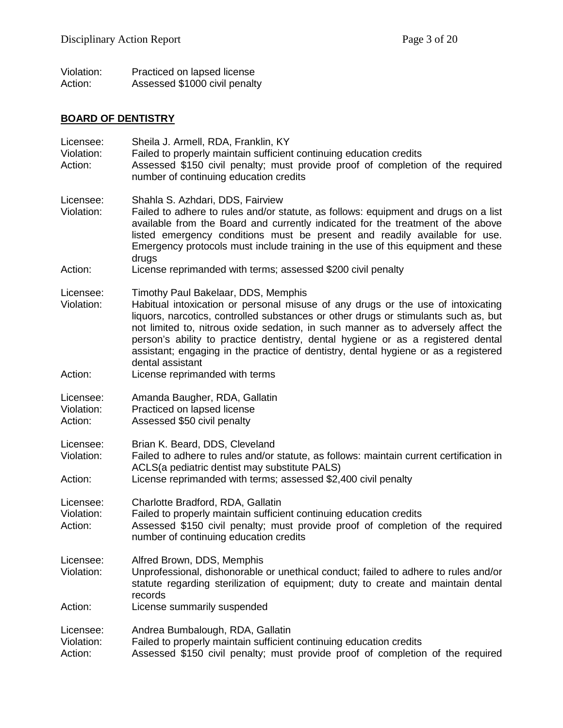Violation: Practiced on lapsed license
Action: Assessed $1000 civil penalty

## BOARD OF DENTISTRY

Licensee: Sheila J. Armell, RDA, Franklin, KY
Violation: Failed to properly maintain sufficient continuing education credits
Action: Assessed $150 civil penalty; must provide proof of completion of the required number of continuing education credits

Licensee: Shahla S. Azhdari, DDS, Fairview
Violation: Failed to adhere to rules and/or statute, as follows: equipment and drugs on a list available from the Board and currently indicated for the treatment of the above listed emergency conditions must be present and readily available for use. Emergency protocols must include training in the use of this equipment and these drugs
Action: License reprimanded with terms; assessed $200 civil penalty

Licensee: Timothy Paul Bakelaar, DDS, Memphis
Violation: Habitual intoxication or personal misuse of any drugs or the use of intoxicating liquors, narcotics, controlled substances or other drugs or stimulants such as, but not limited to, nitrous oxide sedation, in such manner as to adversely affect the person's ability to practice dentistry, dental hygiene or as a registered dental assistant; engaging in the practice of dentistry, dental hygiene or as a registered dental assistant
Action: License reprimanded with terms

Licensee: Amanda Baugher, RDA, Gallatin
Violation: Practiced on lapsed license
Action: Assessed $50 civil penalty

Licensee: Brian K. Beard, DDS, Cleveland
Violation: Failed to adhere to rules and/or statute, as follows: maintain current certification in ACLS(a pediatric dentist may substitute PALS)
Action: License reprimanded with terms; assessed $2,400 civil penalty

Licensee: Charlotte Bradford, RDA, Gallatin
Violation: Failed to properly maintain sufficient continuing education credits
Action: Assessed $150 civil penalty; must provide proof of completion of the required number of continuing education credits

Licensee: Alfred Brown, DDS, Memphis
Violation: Unprofessional, dishonorable or unethical conduct; failed to adhere to rules and/or statute regarding sterilization of equipment; duty to create and maintain dental records
Action: License summarily suspended

Licensee: Andrea Bumbalough, RDA, Gallatin
Violation: Failed to properly maintain sufficient continuing education credits
Action: Assessed $150 civil penalty; must provide proof of completion of the required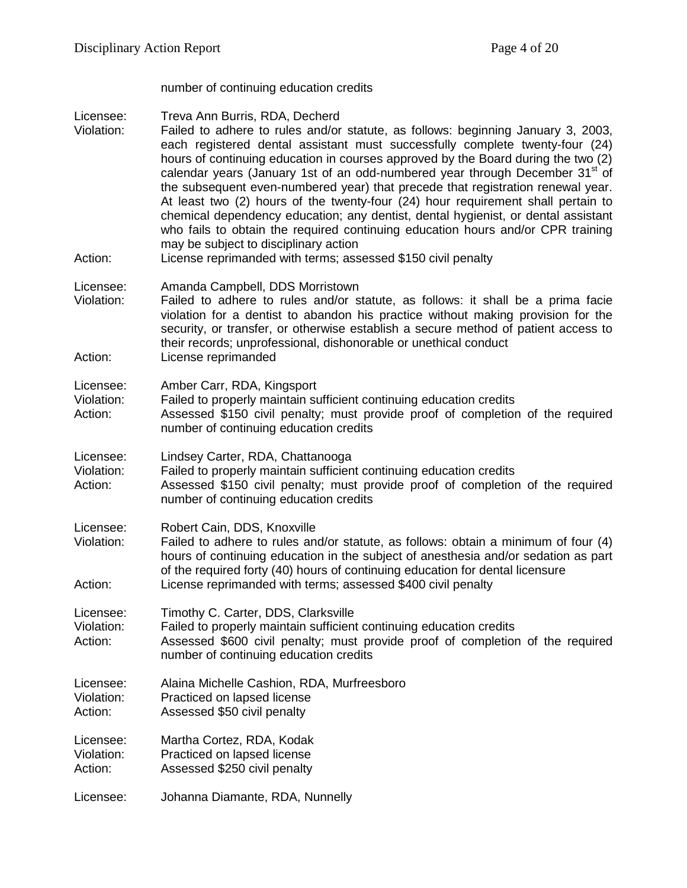number of continuing education credits

Licensee: Treva Ann Burris, RDA, Decherd
Violation: Failed to adhere to rules and/or statute, as follows: beginning January 3, 2003, each registered dental assistant must successfully complete twenty-four (24) hours of continuing education in courses approved by the Board during the two (2) calendar years (January 1st of an odd-numbered year through December 31st of the subsequent even-numbered year) that precede that registration renewal year. At least two (2) hours of the twenty-four (24) hour requirement shall pertain to chemical dependency education; any dentist, dental hygienist, or dental assistant who fails to obtain the required continuing education hours and/or CPR training may be subject to disciplinary action
Action: License reprimanded with terms; assessed $150 civil penalty

Licensee: Amanda Campbell, DDS Morristown
Violation: Failed to adhere to rules and/or statute, as follows: it shall be a prima facie violation for a dentist to abandon his practice without making provision for the security, or transfer, or otherwise establish a secure method of patient access to their records; unprofessional, dishonorable or unethical conduct
Action: License reprimanded

Licensee: Amber Carr, RDA, Kingsport
Violation: Failed to properly maintain sufficient continuing education credits
Action: Assessed $150 civil penalty; must provide proof of completion of the required number of continuing education credits

Licensee: Lindsey Carter, RDA, Chattanooga
Violation: Failed to properly maintain sufficient continuing education credits
Action: Assessed $150 civil penalty; must provide proof of completion of the required number of continuing education credits

Licensee: Robert Cain, DDS, Knoxville
Violation: Failed to adhere to rules and/or statute, as follows: obtain a minimum of four (4) hours of continuing education in the subject of anesthesia and/or sedation as part of the required forty (40) hours of continuing education for dental licensure
Action: License reprimanded with terms; assessed $400 civil penalty

Licensee: Timothy C. Carter, DDS, Clarksville
Violation: Failed to properly maintain sufficient continuing education credits
Action: Assessed $600 civil penalty; must provide proof of completion of the required number of continuing education credits

Licensee: Alaina Michelle Cashion, RDA, Murfreesboro
Violation: Practiced on lapsed license
Action: Assessed $50 civil penalty

Licensee: Martha Cortez, RDA, Kodak
Violation: Practiced on lapsed license
Action: Assessed $250 civil penalty

Licensee: Johanna Diamante, RDA, Nunnelly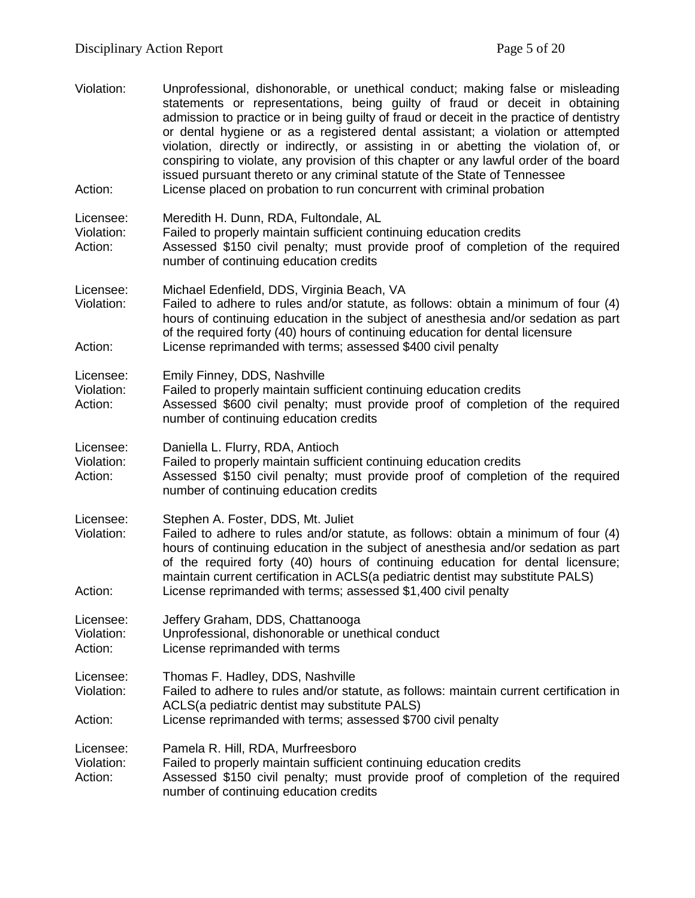Violation: Unprofessional, dishonorable, or unethical conduct; making false or misleading statements or representations, being guilty of fraud or deceit in obtaining admission to practice or in being guilty of fraud or deceit in the practice of dentistry or dental hygiene or as a registered dental assistant; a violation or attempted violation, directly or indirectly, or assisting in or abetting the violation of, or conspiring to violate, any provision of this chapter or any lawful order of the board issued pursuant thereto or any criminal statute of the State of Tennessee
Action: License placed on probation to run concurrent with criminal probation

Licensee: Meredith H. Dunn, RDA, Fultondale, AL
Violation: Failed to properly maintain sufficient continuing education credits
Action: Assessed $150 civil penalty; must provide proof of completion of the required number of continuing education credits

Licensee: Michael Edenfield, DDS, Virginia Beach, VA
Violation: Failed to adhere to rules and/or statute, as follows: obtain a minimum of four (4) hours of continuing education in the subject of anesthesia and/or sedation as part of the required forty (40) hours of continuing education for dental licensure
Action: License reprimanded with terms; assessed $400 civil penalty

Licensee: Emily Finney, DDS, Nashville
Violation: Failed to properly maintain sufficient continuing education credits
Action: Assessed $600 civil penalty; must provide proof of completion of the required number of continuing education credits

Licensee: Daniella L. Flurry, RDA, Antioch
Violation: Failed to properly maintain sufficient continuing education credits
Action: Assessed $150 civil penalty; must provide proof of completion of the required number of continuing education credits

Licensee: Stephen A. Foster, DDS, Mt. Juliet
Violation: Failed to adhere to rules and/or statute, as follows: obtain a minimum of four (4) hours of continuing education in the subject of anesthesia and/or sedation as part of the required forty (40) hours of continuing education for dental licensure; maintain current certification in ACLS(a pediatric dentist may substitute PALS)
Action: License reprimanded with terms; assessed $1,400 civil penalty

Licensee: Jeffery Graham, DDS, Chattanooga
Violation: Unprofessional, dishonorable or unethical conduct
Action: License reprimanded with terms

Licensee: Thomas F. Hadley, DDS, Nashville
Violation: Failed to adhere to rules and/or statute, as follows: maintain current certification in ACLS(a pediatric dentist may substitute PALS)
Action: License reprimanded with terms; assessed $700 civil penalty

Licensee: Pamela R. Hill, RDA, Murfreesboro
Violation: Failed to properly maintain sufficient continuing education credits
Action: Assessed $150 civil penalty; must provide proof of completion of the required number of continuing education credits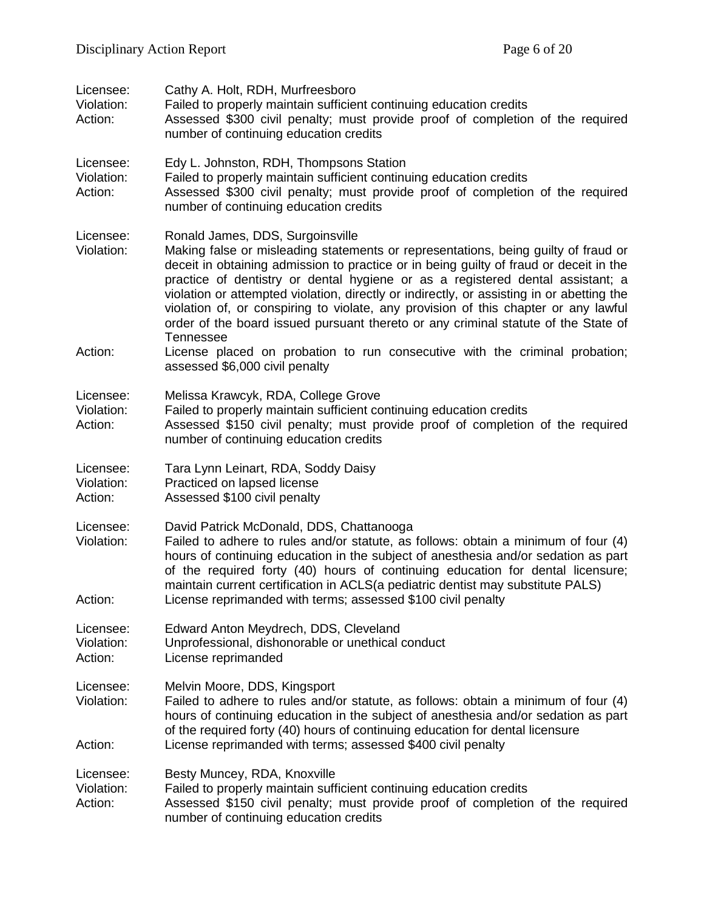Licensee: Cathy A. Holt, RDH, Murfreesboro
Violation: Failed to properly maintain sufficient continuing education credits
Action: Assessed $300 civil penalty; must provide proof of completion of the required number of continuing education credits

Licensee: Edy L. Johnston, RDH, Thompsons Station
Violation: Failed to properly maintain sufficient continuing education credits
Action: Assessed $300 civil penalty; must provide proof of completion of the required number of continuing education credits

Licensee: Ronald James, DDS, Surgoinsville
Violation: Making false or misleading statements or representations, being guilty of fraud or deceit in obtaining admission to practice or in being guilty of fraud or deceit in the practice of dentistry or dental hygiene or as a registered dental assistant; a violation or attempted violation, directly or indirectly, or assisting in or abetting the violation of, or conspiring to violate, any provision of this chapter or any lawful order of the board issued pursuant thereto or any criminal statute of the State of Tennessee
Action: License placed on probation to run consecutive with the criminal probation; assessed $6,000 civil penalty

Licensee: Melissa Krawcyk, RDA, College Grove
Violation: Failed to properly maintain sufficient continuing education credits
Action: Assessed $150 civil penalty; must provide proof of completion of the required number of continuing education credits

Licensee: Tara Lynn Leinart, RDA, Soddy Daisy
Violation: Practiced on lapsed license
Action: Assessed $100 civil penalty

Licensee: David Patrick McDonald, DDS, Chattanooga
Violation: Failed to adhere to rules and/or statute, as follows: obtain a minimum of four (4) hours of continuing education in the subject of anesthesia and/or sedation as part of the required forty (40) hours of continuing education for dental licensure; maintain current certification in ACLS(a pediatric dentist may substitute PALS)
Action: License reprimanded with terms; assessed $100 civil penalty

Licensee: Edward Anton Meydrech, DDS, Cleveland
Violation: Unprofessional, dishonorable or unethical conduct
Action: License reprimanded

Licensee: Melvin Moore, DDS, Kingsport
Violation: Failed to adhere to rules and/or statute, as follows: obtain a minimum of four (4) hours of continuing education in the subject of anesthesia and/or sedation as part of the required forty (40) hours of continuing education for dental licensure
Action: License reprimanded with terms; assessed $400 civil penalty

Licensee: Besty Muncey, RDA, Knoxville
Violation: Failed to properly maintain sufficient continuing education credits
Action: Assessed $150 civil penalty; must provide proof of completion of the required number of continuing education credits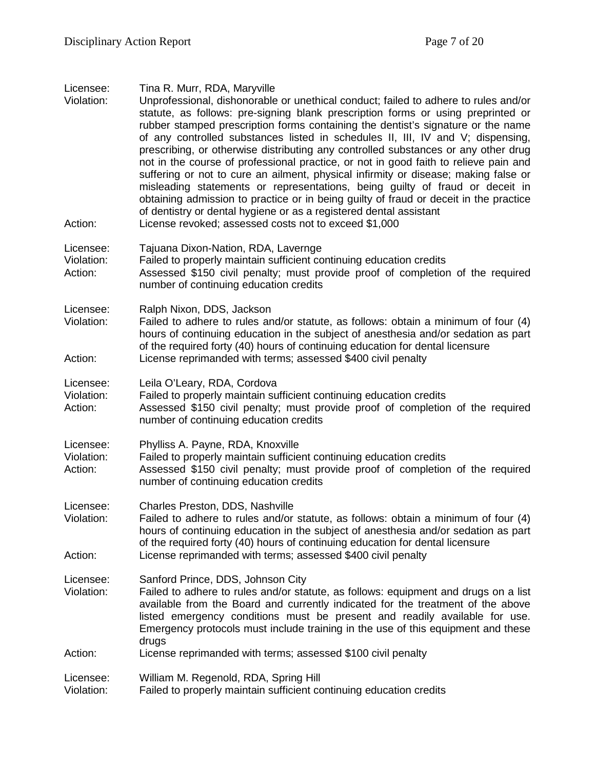Licensee: Tina R. Murr, RDA, Maryville
Violation: Unprofessional, dishonorable or unethical conduct; failed to adhere to rules and/or statute, as follows: pre-signing blank prescription forms or using preprinted or rubber stamped prescription forms containing the dentist's signature or the name of any controlled substances listed in schedules II, III, IV and V; dispensing, prescribing, or otherwise distributing any controlled substances or any other drug not in the course of professional practice, or not in good faith to relieve pain and suffering or not to cure an ailment, physical infirmity or disease; making false or misleading statements or representations, being guilty of fraud or deceit in obtaining admission to practice or in being guilty of fraud or deceit in the practice of dentistry or dental hygiene or as a registered dental assistant
Action: License revoked; assessed costs not to exceed $1,000

Licensee: Tajuana Dixon-Nation, RDA, Lavernge
Violation: Failed to properly maintain sufficient continuing education credits
Action: Assessed $150 civil penalty; must provide proof of completion of the required number of continuing education credits

Licensee: Ralph Nixon, DDS, Jackson
Violation: Failed to adhere to rules and/or statute, as follows: obtain a minimum of four (4) hours of continuing education in the subject of anesthesia and/or sedation as part of the required forty (40) hours of continuing education for dental licensure
Action: License reprimanded with terms; assessed $400 civil penalty

Licensee: Leila O'Leary, RDA, Cordova
Violation: Failed to properly maintain sufficient continuing education credits
Action: Assessed $150 civil penalty; must provide proof of completion of the required number of continuing education credits

Licensee: Phylliss A. Payne, RDA, Knoxville
Violation: Failed to properly maintain sufficient continuing education credits
Action: Assessed $150 civil penalty; must provide proof of completion of the required number of continuing education credits

Licensee: Charles Preston, DDS, Nashville
Violation: Failed to adhere to rules and/or statute, as follows: obtain a minimum of four (4) hours of continuing education in the subject of anesthesia and/or sedation as part of the required forty (40) hours of continuing education for dental licensure
Action: License reprimanded with terms; assessed $400 civil penalty

Licensee: Sanford Prince, DDS, Johnson City
Violation: Failed to adhere to rules and/or statute, as follows: equipment and drugs on a list available from the Board and currently indicated for the treatment of the above listed emergency conditions must be present and readily available for use. Emergency protocols must include training in the use of this equipment and these drugs
Action: License reprimanded with terms; assessed $100 civil penalty

Licensee: William M. Regenold, RDA, Spring Hill
Violation: Failed to properly maintain sufficient continuing education credits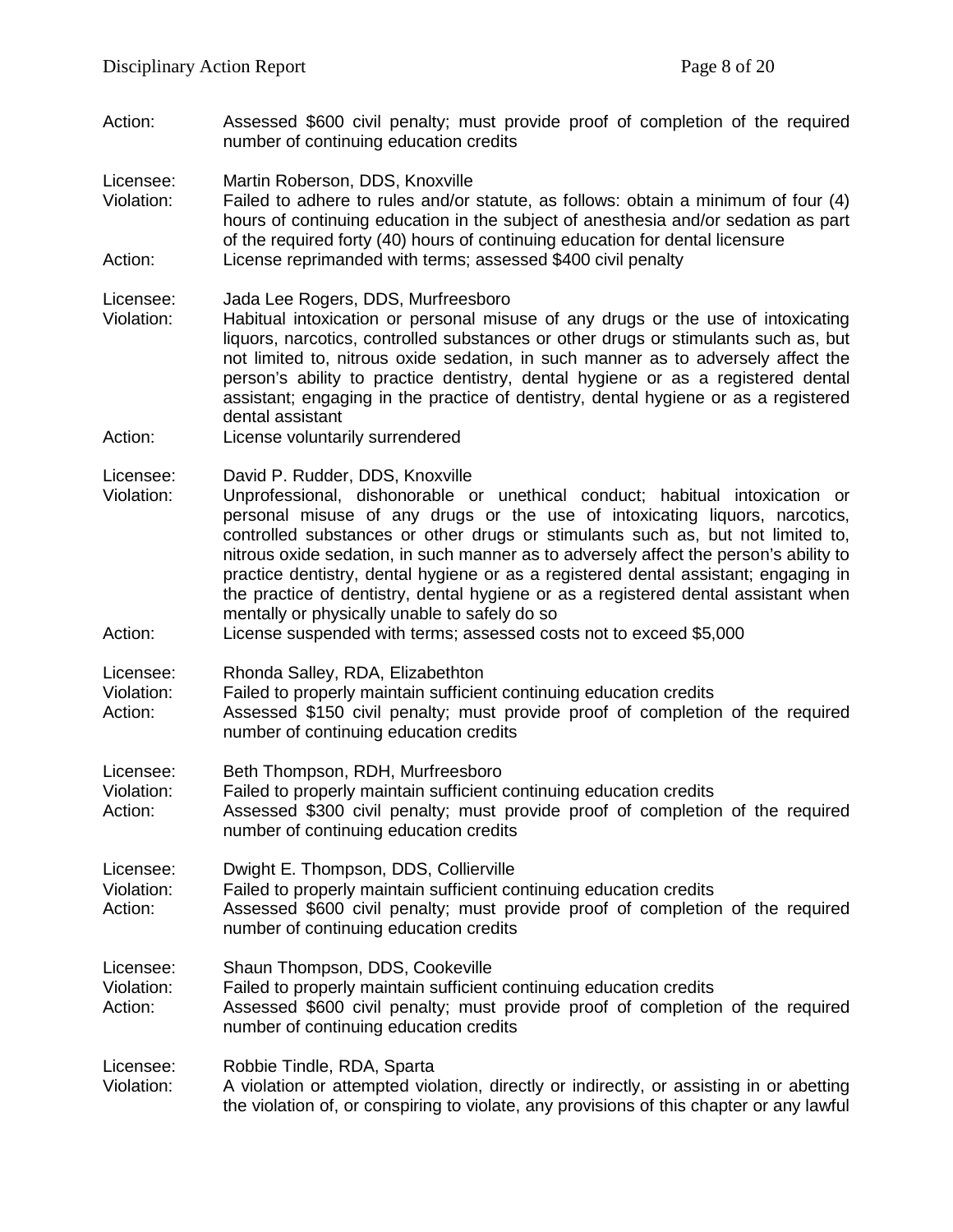Action: Assessed $600 civil penalty; must provide proof of completion of the required number of continuing education credits

Licensee: Martin Roberson, DDS, Knoxville
Violation: Failed to adhere to rules and/or statute, as follows: obtain a minimum of four (4) hours of continuing education in the subject of anesthesia and/or sedation as part of the required forty (40) hours of continuing education for dental licensure
Action: License reprimanded with terms; assessed $400 civil penalty

Licensee: Jada Lee Rogers, DDS, Murfreesboro
Violation: Habitual intoxication or personal misuse of any drugs or the use of intoxicating liquors, narcotics, controlled substances or other drugs or stimulants such as, but not limited to, nitrous oxide sedation, in such manner as to adversely affect the person's ability to practice dentistry, dental hygiene or as a registered dental assistant; engaging in the practice of dentistry, dental hygiene or as a registered dental assistant
Action: License voluntarily surrendered

Licensee: David P. Rudder, DDS, Knoxville
Violation: Unprofessional, dishonorable or unethical conduct; habitual intoxication or personal misuse of any drugs or the use of intoxicating liquors, narcotics, controlled substances or other drugs or stimulants such as, but not limited to, nitrous oxide sedation, in such manner as to adversely affect the person's ability to practice dentistry, dental hygiene or as a registered dental assistant; engaging in the practice of dentistry, dental hygiene or as a registered dental assistant when mentally or physically unable to safely do so
Action: License suspended with terms; assessed costs not to exceed $5,000

Licensee: Rhonda Salley, RDA, Elizabethton
Violation: Failed to properly maintain sufficient continuing education credits
Action: Assessed $150 civil penalty; must provide proof of completion of the required number of continuing education credits

Licensee: Beth Thompson, RDH, Murfreesboro
Violation: Failed to properly maintain sufficient continuing education credits
Action: Assessed $300 civil penalty; must provide proof of completion of the required number of continuing education credits

Licensee: Dwight E. Thompson, DDS, Collierville
Violation: Failed to properly maintain sufficient continuing education credits
Action: Assessed $600 civil penalty; must provide proof of completion of the required number of continuing education credits

Licensee: Shaun Thompson, DDS, Cookeville
Violation: Failed to properly maintain sufficient continuing education credits
Action: Assessed $600 civil penalty; must provide proof of completion of the required number of continuing education credits

Licensee: Robbie Tindle, RDA, Sparta
Violation: A violation or attempted violation, directly or indirectly, or assisting in or abetting the violation of, or conspiring to violate, any provisions of this chapter or any lawful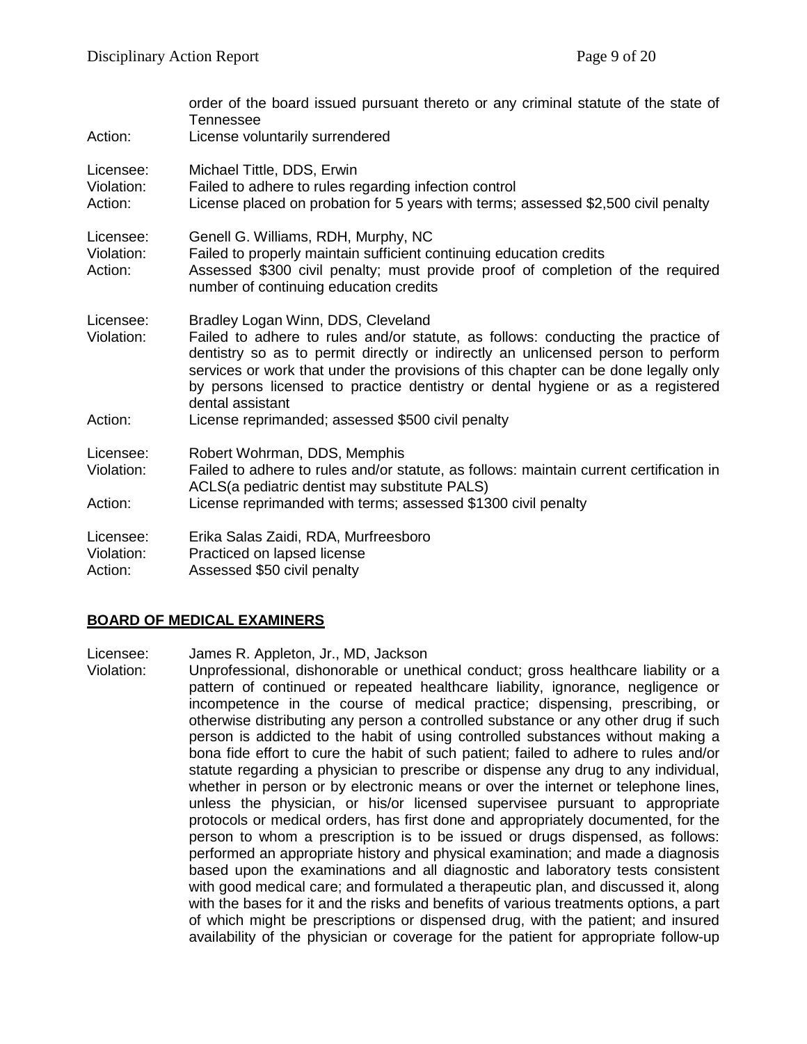order of the board issued pursuant thereto or any criminal statute of the state of Tennessee

Action: License voluntarily surrendered

Licensee: Michael Tittle, DDS, Erwin
Violation: Failed to adhere to rules regarding infection control
Action: License placed on probation for 5 years with terms; assessed $2,500 civil penalty

Licensee: Genell G. Williams, RDH, Murphy, NC
Violation: Failed to properly maintain sufficient continuing education credits
Action: Assessed $300 civil penalty; must provide proof of completion of the required number of continuing education credits

Licensee: Bradley Logan Winn, DDS, Cleveland
Violation: Failed to adhere to rules and/or statute, as follows: conducting the practice of dentistry so as to permit directly or indirectly an unlicensed person to perform services or work that under the provisions of this chapter can be done legally only by persons licensed to practice dentistry or dental hygiene or as a registered dental assistant
Action: License reprimanded; assessed $500 civil penalty

Licensee: Robert Wohrman, DDS, Memphis
Violation: Failed to adhere to rules and/or statute, as follows: maintain current certification in ACLS(a pediatric dentist may substitute PALS)
Action: License reprimanded with terms; assessed $1300 civil penalty

Licensee: Erika Salas Zaidi, RDA, Murfreesboro
Violation: Practiced on lapsed license
Action: Assessed $50 civil penalty

## BOARD OF MEDICAL EXAMINERS

Licensee: James R. Appleton, Jr., MD, Jackson
Violation: Unprofessional, dishonorable or unethical conduct; gross healthcare liability or a pattern of continued or repeated healthcare liability, ignorance, negligence or incompetence in the course of medical practice; dispensing, prescribing, or otherwise distributing any person a controlled substance or any other drug if such person is addicted to the habit of using controlled substances without making a bona fide effort to cure the habit of such patient; failed to adhere to rules and/or statute regarding a physician to prescribe or dispense any drug to any individual, whether in person or by electronic means or over the internet or telephone lines, unless the physician, or his/or licensed supervisee pursuant to appropriate protocols or medical orders, has first done and appropriately documented, for the person to whom a prescription is to be issued or drugs dispensed, as follows: performed an appropriate history and physical examination; and made a diagnosis based upon the examinations and all diagnostic and laboratory tests consistent with good medical care; and formulated a therapeutic plan, and discussed it, along with the bases for it and the risks and benefits of various treatments options, a part of which might be prescriptions or dispensed drug, with the patient; and insured availability of the physician or coverage for the patient for appropriate follow-up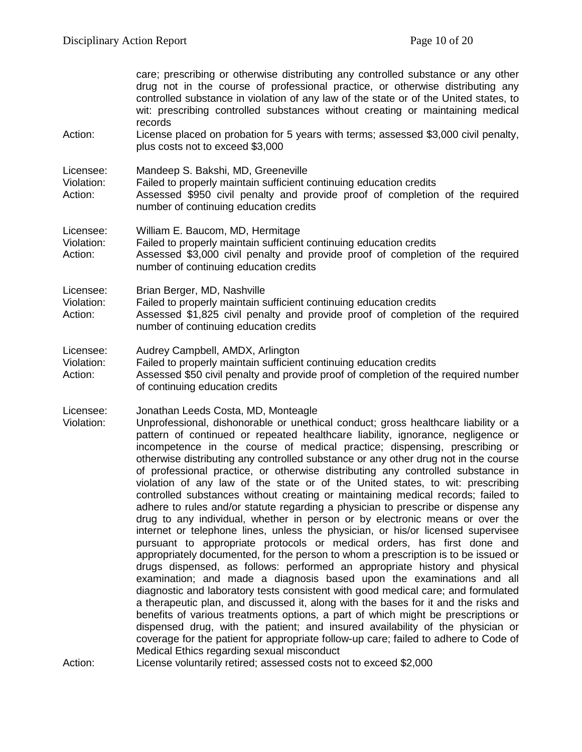care; prescribing or otherwise distributing any controlled substance or any other drug not in the course of professional practice, or otherwise distributing any controlled substance in violation of any law of the state or of the United states, to wit: prescribing controlled substances without creating or maintaining medical records

Action: License placed on probation for 5 years with terms; assessed $3,000 civil penalty, plus costs not to exceed $3,000

Licensee: Mandeep S. Bakshi, MD, Greeneville
Violation: Failed to properly maintain sufficient continuing education credits
Action: Assessed $950 civil penalty and provide proof of completion of the required number of continuing education credits

Licensee: William E. Baucom, MD, Hermitage
Violation: Failed to properly maintain sufficient continuing education credits
Action: Assessed $3,000 civil penalty and provide proof of completion of the required number of continuing education credits

Licensee: Brian Berger, MD, Nashville
Violation: Failed to properly maintain sufficient continuing education credits
Action: Assessed $1,825 civil penalty and provide proof of completion of the required number of continuing education credits

Licensee: Audrey Campbell, AMDX, Arlington
Violation: Failed to properly maintain sufficient continuing education credits
Action: Assessed $50 civil penalty and provide proof of completion of the required number of continuing education credits

Licensee: Jonathan Leeds Costa, MD, Monteagle
Violation: Unprofessional, dishonorable or unethical conduct; gross healthcare liability or a pattern of continued or repeated healthcare liability, ignorance, negligence or incompetence in the course of medical practice; dispensing, prescribing or otherwise distributing any controlled substance or any other drug not in the course of professional practice, or otherwise distributing any controlled substance in violation of any law of the state or of the United states, to wit: prescribing controlled substances without creating or maintaining medical records; failed to adhere to rules and/or statute regarding a physician to prescribe or dispense any drug to any individual, whether in person or by electronic means or over the internet or telephone lines, unless the physician, or his/or licensed supervisee pursuant to appropriate protocols or medical orders, has first done and appropriately documented, for the person to whom a prescription is to be issued or drugs dispensed, as follows: performed an appropriate history and physical examination; and made a diagnosis based upon the examinations and all diagnostic and laboratory tests consistent with good medical care; and formulated a therapeutic plan, and discussed it, along with the bases for it and the risks and benefits of various treatments options, a part of which might be prescriptions or dispensed drug, with the patient; and insured availability of the physician or coverage for the patient for appropriate follow-up care; failed to adhere to Code of Medical Ethics regarding sexual misconduct
Action: License voluntarily retired; assessed costs not to exceed $2,000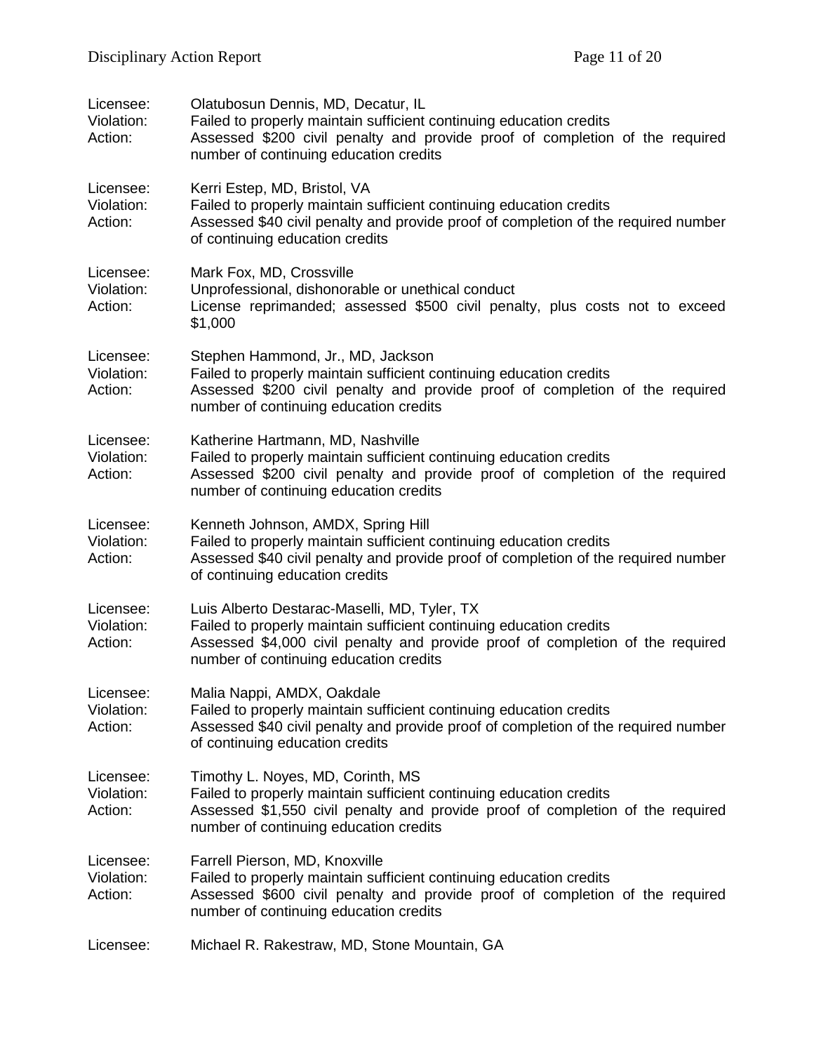Licensee: Olatubosun Dennis, MD, Decatur, IL
Violation: Failed to properly maintain sufficient continuing education credits
Action: Assessed $200 civil penalty and provide proof of completion of the required number of continuing education credits

Licensee: Kerri Estep, MD, Bristol, VA
Violation: Failed to properly maintain sufficient continuing education credits
Action: Assessed $40 civil penalty and provide proof of completion of the required number of continuing education credits

Licensee: Mark Fox, MD, Crossville
Violation: Unprofessional, dishonorable or unethical conduct
Action: License reprimanded; assessed $500 civil penalty, plus costs not to exceed $1,000

Licensee: Stephen Hammond, Jr., MD, Jackson
Violation: Failed to properly maintain sufficient continuing education credits
Action: Assessed $200 civil penalty and provide proof of completion of the required number of continuing education credits

Licensee: Katherine Hartmann, MD, Nashville
Violation: Failed to properly maintain sufficient continuing education credits
Action: Assessed $200 civil penalty and provide proof of completion of the required number of continuing education credits

Licensee: Kenneth Johnson, AMDX, Spring Hill
Violation: Failed to properly maintain sufficient continuing education credits
Action: Assessed $40 civil penalty and provide proof of completion of the required number of continuing education credits

Licensee: Luis Alberto Destarac-Maselli, MD, Tyler, TX
Violation: Failed to properly maintain sufficient continuing education credits
Action: Assessed $4,000 civil penalty and provide proof of completion of the required number of continuing education credits

Licensee: Malia Nappi, AMDX, Oakdale
Violation: Failed to properly maintain sufficient continuing education credits
Action: Assessed $40 civil penalty and provide proof of completion of the required number of continuing education credits

Licensee: Timothy L. Noyes, MD, Corinth, MS
Violation: Failed to properly maintain sufficient continuing education credits
Action: Assessed $1,550 civil penalty and provide proof of completion of the required number of continuing education credits

Licensee: Farrell Pierson, MD, Knoxville
Violation: Failed to properly maintain sufficient continuing education credits
Action: Assessed $600 civil penalty and provide proof of completion of the required number of continuing education credits

Licensee: Michael R. Rakestraw, MD, Stone Mountain, GA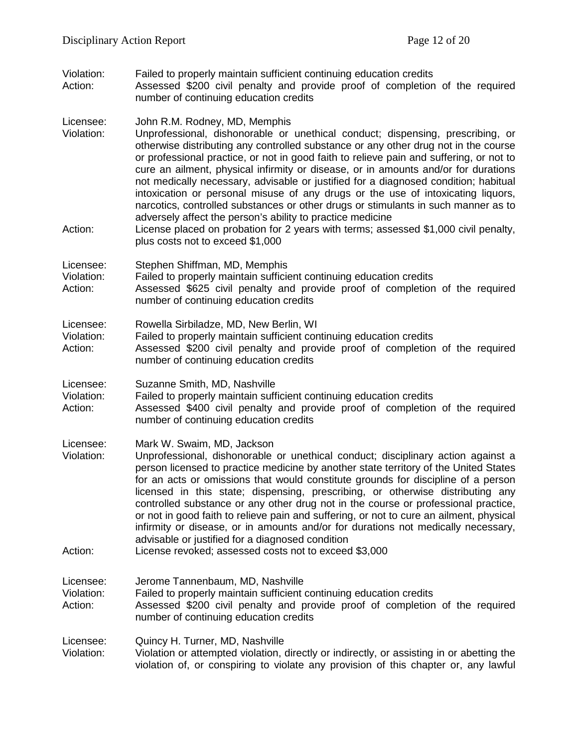Violation: Failed to properly maintain sufficient continuing education credits
Action: Assessed $200 civil penalty and provide proof of completion of the required number of continuing education credits

Licensee: John R.M. Rodney, MD, Memphis
Violation: Unprofessional, dishonorable or unethical conduct; dispensing, prescribing, or otherwise distributing any controlled substance or any other drug not in the course or professional practice, or not in good faith to relieve pain and suffering, or not to cure an ailment, physical infirmity or disease, or in amounts and/or for durations not medically necessary, advisable or justified for a diagnosed condition; habitual intoxication or personal misuse of any drugs or the use of intoxicating liquors, narcotics, controlled substances or other drugs or stimulants in such manner as to adversely affect the person's ability to practice medicine
Action: License placed on probation for 2 years with terms; assessed $1,000 civil penalty, plus costs not to exceed $1,000

Licensee: Stephen Shiffman, MD, Memphis
Violation: Failed to properly maintain sufficient continuing education credits
Action: Assessed $625 civil penalty and provide proof of completion of the required number of continuing education credits

Licensee: Rowella Sirbiladze, MD, New Berlin, WI
Violation: Failed to properly maintain sufficient continuing education credits
Action: Assessed $200 civil penalty and provide proof of completion of the required number of continuing education credits

Licensee: Suzanne Smith, MD, Nashville
Violation: Failed to properly maintain sufficient continuing education credits
Action: Assessed $400 civil penalty and provide proof of completion of the required number of continuing education credits

Licensee: Mark W. Swaim, MD, Jackson
Violation: Unprofessional, dishonorable or unethical conduct; disciplinary action against a person licensed to practice medicine by another state territory of the United States for an acts or omissions that would constitute grounds for discipline of a person licensed in this state; dispensing, prescribing, or otherwise distributing any controlled substance or any other drug not in the course or professional practice, or not in good faith to relieve pain and suffering, or not to cure an ailment, physical infirmity or disease, or in amounts and/or for durations not medically necessary, advisable or justified for a diagnosed condition
Action: License revoked; assessed costs not to exceed $3,000

Licensee: Jerome Tannenbaum, MD, Nashville
Violation: Failed to properly maintain sufficient continuing education credits
Action: Assessed $200 civil penalty and provide proof of completion of the required number of continuing education credits

Licensee: Quincy H. Turner, MD, Nashville
Violation: Violation or attempted violation, directly or indirectly, or assisting in or abetting the violation of, or conspiring to violate any provision of this chapter or, any lawful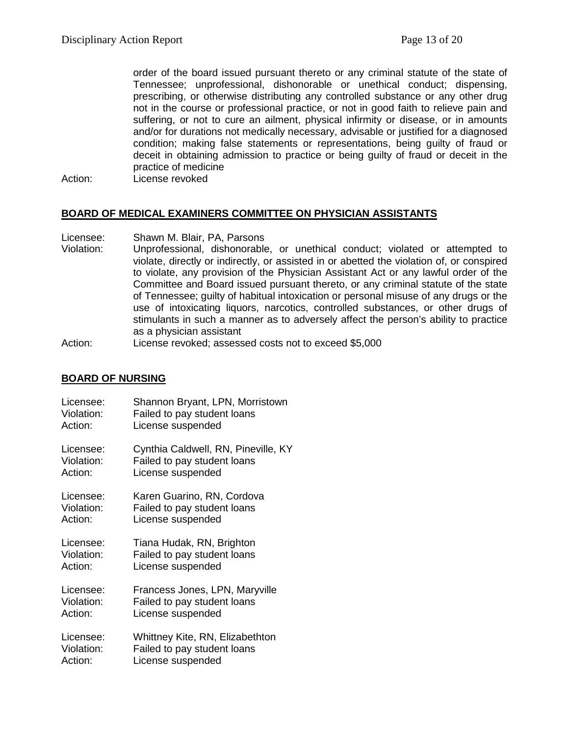order of the board issued pursuant thereto or any criminal statute of the state of Tennessee; unprofessional, dishonorable or unethical conduct; dispensing, prescribing, or otherwise distributing any controlled substance or any other drug not in the course or professional practice, or not in good faith to relieve pain and suffering, or not to cure an ailment, physical infirmity or disease, or in amounts and/or for durations not medically necessary, advisable or justified for a diagnosed condition; making false statements or representations, being guilty of fraud or deceit in obtaining admission to practice or being guilty of fraud or deceit in the practice of medicine

Action: License revoked

## BOARD OF MEDICAL EXAMINERS COMMITTEE ON PHYSICIAN ASSISTANTS

Licensee: Shawn M. Blair, PA, Parsons
Violation: Unprofessional, dishonorable, or unethical conduct; violated or attempted to violate, directly or indirectly, or assisted in or abetted the violation of, or conspired to violate, any provision of the Physician Assistant Act or any lawful order of the Committee and Board issued pursuant thereto, or any criminal statute of the state of Tennessee; guilty of habitual intoxication or personal misuse of any drugs or the use of intoxicating liquors, narcotics, controlled substances, or other drugs of stimulants in such a manner as to adversely affect the person's ability to practice as a physician assistant
Action: License revoked; assessed costs not to exceed $5,000

## BOARD OF NURSING

Licensee: Shannon Bryant, LPN, Morristown
Violation: Failed to pay student loans
Action: License suspended

Licensee: Cynthia Caldwell, RN, Pineville, KY
Violation: Failed to pay student loans
Action: License suspended

Licensee: Karen Guarino, RN, Cordova
Violation: Failed to pay student loans
Action: License suspended

Licensee: Tiana Hudak, RN, Brighton
Violation: Failed to pay student loans
Action: License suspended

Licensee: Francess Jones, LPN, Maryville
Violation: Failed to pay student loans
Action: License suspended

Licensee: Whittney Kite, RN, Elizabethton
Violation: Failed to pay student loans
Action: License suspended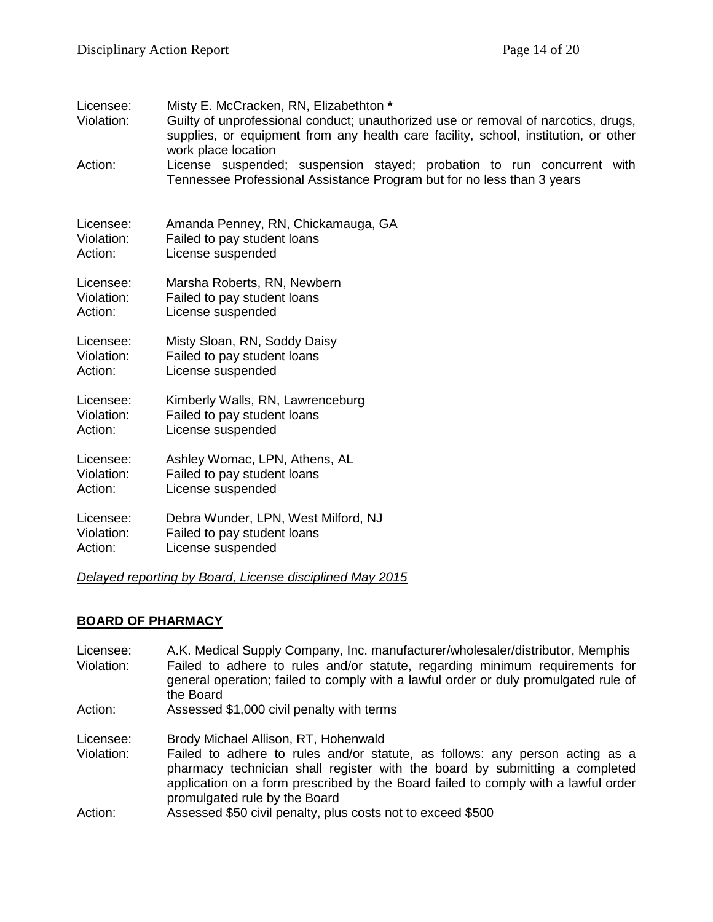Licensee: Misty E. McCracken, RN, Elizabethton *
Violation: Guilty of unprofessional conduct; unauthorized use or removal of narcotics, drugs, supplies, or equipment from any health care facility, school, institution, or other work place location
Action: License suspended; suspension stayed; probation to run concurrent with Tennessee Professional Assistance Program but for no less than 3 years

Licensee: Amanda Penney, RN, Chickamauga, GA
Violation: Failed to pay student loans
Action: License suspended

Licensee: Marsha Roberts, RN, Newbern
Violation: Failed to pay student loans
Action: License suspended

Licensee: Misty Sloan, RN, Soddy Daisy
Violation: Failed to pay student loans
Action: License suspended

Licensee: Kimberly Walls, RN, Lawrenceburg
Violation: Failed to pay student loans
Action: License suspended

Licensee: Ashley Womac, LPN, Athens, AL
Violation: Failed to pay student loans
Action: License suspended

Licensee: Debra Wunder, LPN, West Milford, NJ
Violation: Failed to pay student loans
Action: License suspended

*Delayed reporting by Board, License disciplined May 2015*

## BOARD OF PHARMACY

Licensee: A.K. Medical Supply Company, Inc. manufacturer/wholesaler/distributor, Memphis
Violation: Failed to adhere to rules and/or statute, regarding minimum requirements for general operation; failed to comply with a lawful order or duly promulgated rule of the Board
Action: Assessed $1,000 civil penalty with terms

Licensee: Brody Michael Allison, RT, Hohenwald
Violation: Failed to adhere to rules and/or statute, as follows: any person acting as a pharmacy technician shall register with the board by submitting a completed application on a form prescribed by the Board failed to comply with a lawful order promulgated rule by the Board
Action: Assessed $50 civil penalty, plus costs not to exceed $500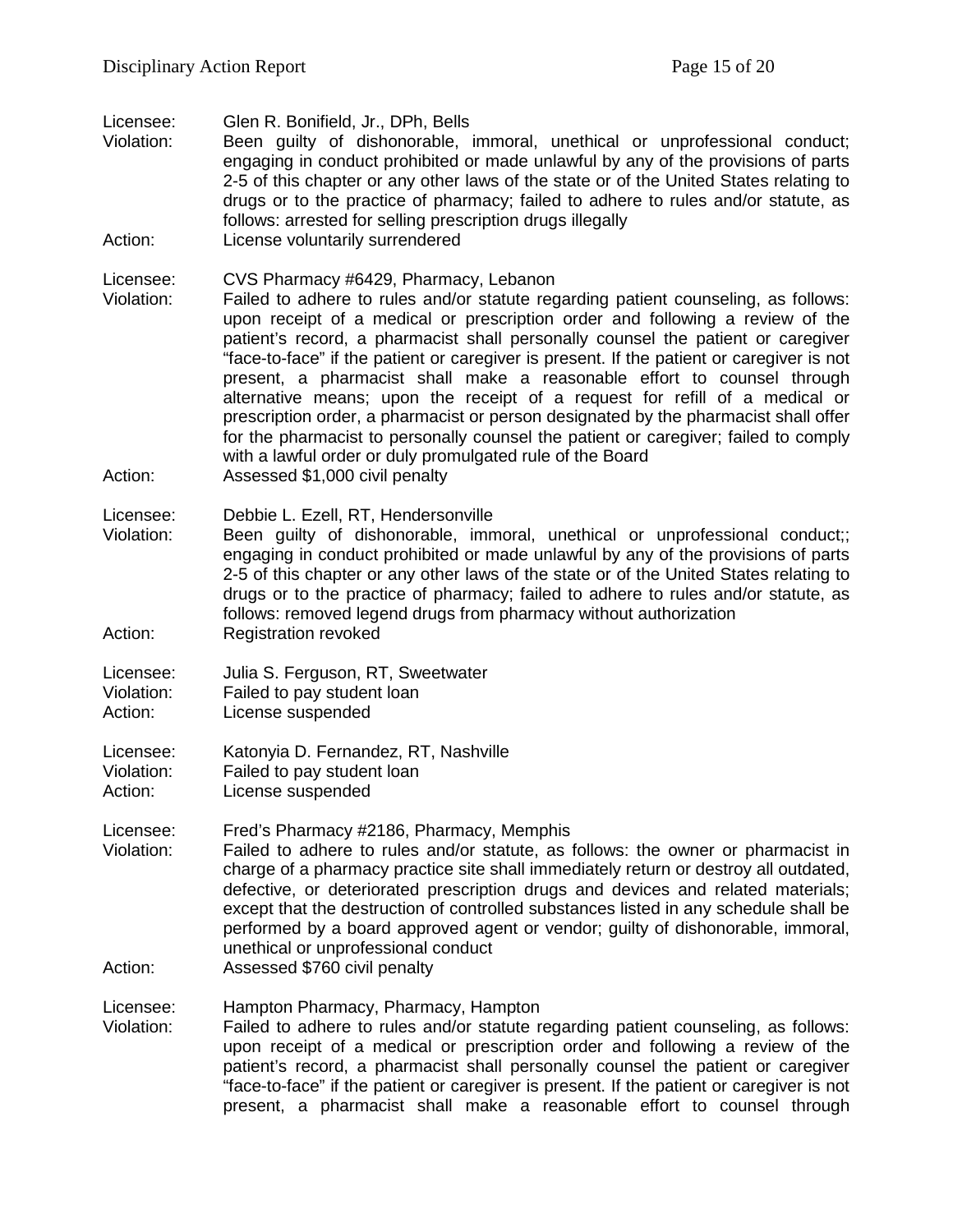Licensee: Glen R. Bonifield, Jr., DPh, Bells
Violation: Been guilty of dishonorable, immoral, unethical or unprofessional conduct; engaging in conduct prohibited or made unlawful by any of the provisions of parts 2-5 of this chapter or any other laws of the state or of the United States relating to drugs or to the practice of pharmacy; failed to adhere to rules and/or statute, as follows: arrested for selling prescription drugs illegally
Action: License voluntarily surrendered

Licensee: CVS Pharmacy #6429, Pharmacy, Lebanon
Violation: Failed to adhere to rules and/or statute regarding patient counseling, as follows: upon receipt of a medical or prescription order and following a review of the patient's record, a pharmacist shall personally counsel the patient or caregiver "face-to-face" if the patient or caregiver is present. If the patient or caregiver is not present, a pharmacist shall make a reasonable effort to counsel through alternative means; upon the receipt of a request for refill of a medical or prescription order, a pharmacist or person designated by the pharmacist shall offer for the pharmacist to personally counsel the patient or caregiver; failed to comply with a lawful order or duly promulgated rule of the Board
Action: Assessed $1,000 civil penalty

Licensee: Debbie L. Ezell, RT, Hendersonville
Violation: Been guilty of dishonorable, immoral, unethical or unprofessional conduct;; engaging in conduct prohibited or made unlawful by any of the provisions of parts 2-5 of this chapter or any other laws of the state or of the United States relating to drugs or to the practice of pharmacy; failed to adhere to rules and/or statute, as follows: removed legend drugs from pharmacy without authorization
Action: Registration revoked

Licensee: Julia S. Ferguson, RT, Sweetwater
Violation: Failed to pay student loan
Action: License suspended

Licensee: Katonyia D. Fernandez, RT, Nashville
Violation: Failed to pay student loan
Action: License suspended

Licensee: Fred's Pharmacy #2186, Pharmacy, Memphis
Violation: Failed to adhere to rules and/or statute, as follows: the owner or pharmacist in charge of a pharmacy practice site shall immediately return or destroy all outdated, defective, or deteriorated prescription drugs and devices and related materials; except that the destruction of controlled substances listed in any schedule shall be performed by a board approved agent or vendor; guilty of dishonorable, immoral, unethical or unprofessional conduct
Action: Assessed $760 civil penalty

Licensee: Hampton Pharmacy, Pharmacy, Hampton
Violation: Failed to adhere to rules and/or statute regarding patient counseling, as follows: upon receipt of a medical or prescription order and following a review of the patient's record, a pharmacist shall personally counsel the patient or caregiver "face-to-face" if the patient or caregiver is present. If the patient or caregiver is not present, a pharmacist shall make a reasonable effort to counsel through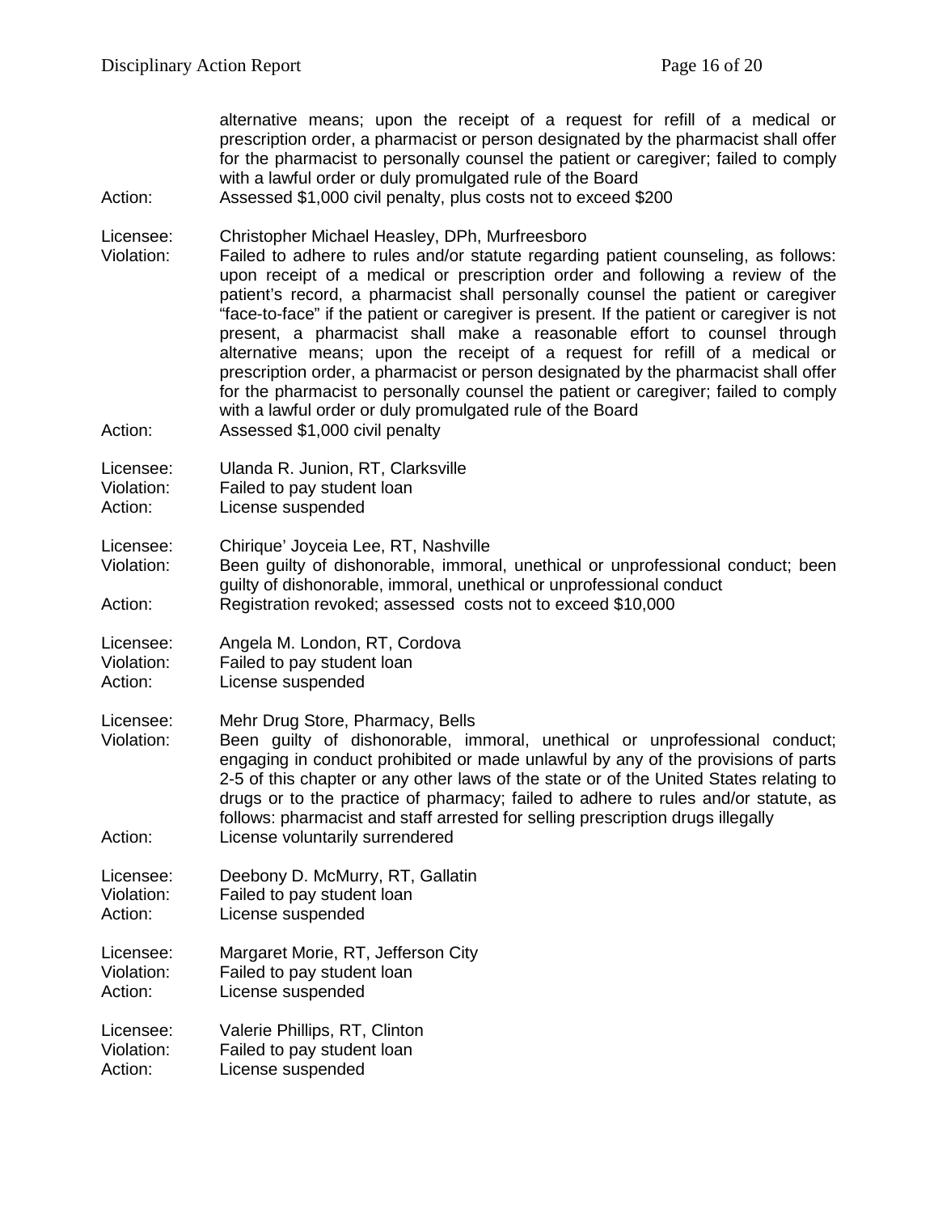alternative means; upon the receipt of a request for refill of a medical or prescription order, a pharmacist or person designated by the pharmacist shall offer for the pharmacist to personally counsel the patient or caregiver; failed to comply with a lawful order or duly promulgated rule of the Board

Action: Assessed $1,000 civil penalty, plus costs not to exceed $200

Licensee: Christopher Michael Heasley, DPh, Murfreesboro

Violation: Failed to adhere to rules and/or statute regarding patient counseling, as follows: upon receipt of a medical or prescription order and following a review of the patient's record, a pharmacist shall personally counsel the patient or caregiver "face-to-face" if the patient or caregiver is present. If the patient or caregiver is not present, a pharmacist shall make a reasonable effort to counsel through alternative means; upon the receipt of a request for refill of a medical or prescription order, a pharmacist or person designated by the pharmacist shall offer for the pharmacist to personally counsel the patient or caregiver; failed to comply with a lawful order or duly promulgated rule of the Board

Action: Assessed $1,000 civil penalty

Licensee: Ulanda R. Junion, RT, Clarksville

Violation: Failed to pay student loan

Action: License suspended

Licensee: Chirique' Joyceia Lee, RT, Nashville

Violation: Been guilty of dishonorable, immoral, unethical or unprofessional conduct; been guilty of dishonorable, immoral, unethical or unprofessional conduct

Action: Registration revoked; assessed costs not to exceed $10,000

Licensee: Angela M. London, RT, Cordova

Violation: Failed to pay student loan

Action: License suspended

Licensee: Mehr Drug Store, Pharmacy, Bells

Violation: Been guilty of dishonorable, immoral, unethical or unprofessional conduct; engaging in conduct prohibited or made unlawful by any of the provisions of parts 2-5 of this chapter or any other laws of the state or of the United States relating to drugs or to the practice of pharmacy; failed to adhere to rules and/or statute, as follows: pharmacist and staff arrested for selling prescription drugs illegally

Action: License voluntarily surrendered

Licensee: Deebony D. McMurry, RT, Gallatin

Violation: Failed to pay student loan

Action: License suspended

Licensee: Margaret Morie, RT, Jefferson City

Violation: Failed to pay student loan

Action: License suspended

Licensee: Valerie Phillips, RT, Clinton

Violation: Failed to pay student loan

Action: License suspended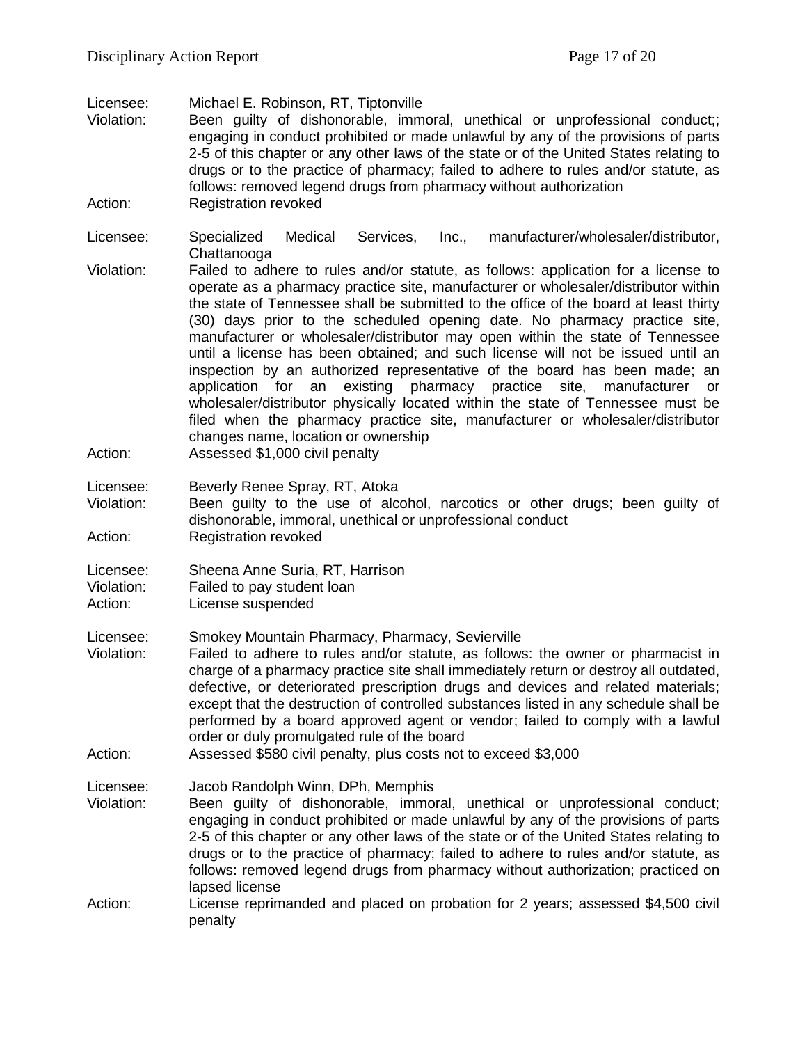Licensee: Michael E. Robinson, RT, Tiptonville
Violation: Been guilty of dishonorable, immoral, unethical or unprofessional conduct;; engaging in conduct prohibited or made unlawful by any of the provisions of parts 2-5 of this chapter or any other laws of the state or of the United States relating to drugs or to the practice of pharmacy; failed to adhere to rules and/or statute, as follows: removed legend drugs from pharmacy without authorization
Action: Registration revoked

Licensee: Specialized Medical Services, Inc., manufacturer/wholesaler/distributor, Chattanooga
Violation: Failed to adhere to rules and/or statute, as follows: application for a license to operate as a pharmacy practice site, manufacturer or wholesaler/distributor within the state of Tennessee shall be submitted to the office of the board at least thirty (30) days prior to the scheduled opening date. No pharmacy practice site, manufacturer or wholesaler/distributor may open within the state of Tennessee until a license has been obtained; and such license will not be issued until an inspection by an authorized representative of the board has been made; an application for an existing pharmacy practice site, manufacturer or wholesaler/distributor physically located within the state of Tennessee must be filed when the pharmacy practice site, manufacturer or wholesaler/distributor changes name, location or ownership
Action: Assessed $1,000 civil penalty

Licensee: Beverly Renee Spray, RT, Atoka
Violation: Been guilty to the use of alcohol, narcotics or other drugs; been guilty of dishonorable, immoral, unethical or unprofessional conduct
Action: Registration revoked

Licensee: Sheena Anne Suria, RT, Harrison
Violation: Failed to pay student loan
Action: License suspended

Licensee: Smokey Mountain Pharmacy, Pharmacy, Sevierville
Violation: Failed to adhere to rules and/or statute, as follows: the owner or pharmacist in charge of a pharmacy practice site shall immediately return or destroy all outdated, defective, or deteriorated prescription drugs and devices and related materials; except that the destruction of controlled substances listed in any schedule shall be performed by a board approved agent or vendor; failed to comply with a lawful order or duly promulgated rule of the board
Action: Assessed $580 civil penalty, plus costs not to exceed $3,000

Licensee: Jacob Randolph Winn, DPh, Memphis
Violation: Been guilty of dishonorable, immoral, unethical or unprofessional conduct; engaging in conduct prohibited or made unlawful by any of the provisions of parts 2-5 of this chapter or any other laws of the state or of the United States relating to drugs or to the practice of pharmacy; failed to adhere to rules and/or statute, as follows: removed legend drugs from pharmacy without authorization; practiced on lapsed license
Action: License reprimanded and placed on probation for 2 years; assessed $4,500 civil penalty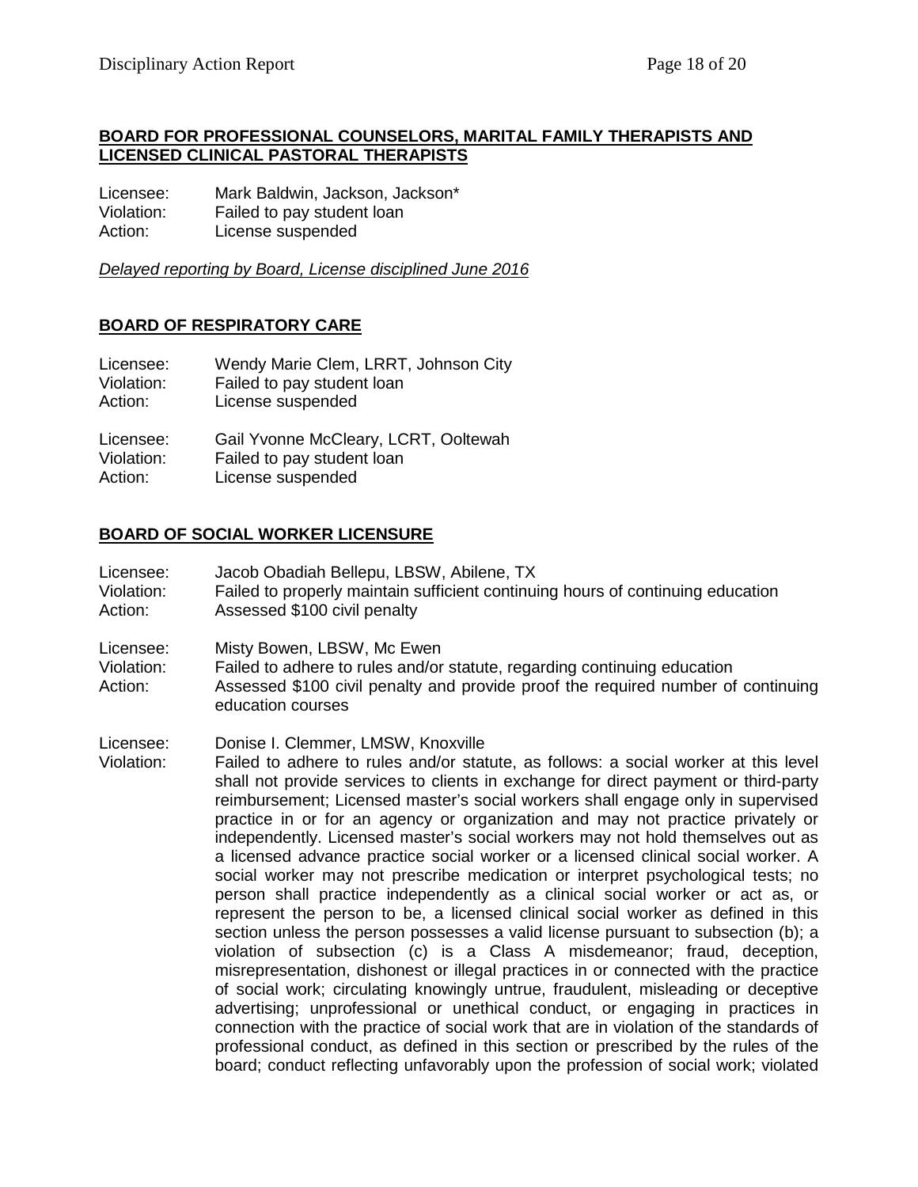## BOARD FOR PROFESSIONAL COUNSELORS, MARITAL FAMILY THERAPISTS AND LICENSED CLINICAL PASTORAL THERAPISTS

Licensee: Mark Baldwin, Jackson, Jackson*
Violation: Failed to pay student loan
Action: License suspended

*Delayed reporting by Board, License disciplined June 2016*

## BOARD OF RESPIRATORY CARE

Licensee: Wendy Marie Clem, LRRT, Johnson City
Violation: Failed to pay student loan
Action: License suspended

Licensee: Gail Yvonne McCleary, LCRT, Ooltewah
Violation: Failed to pay student loan
Action: License suspended

## BOARD OF SOCIAL WORKER LICENSURE

Licensee: Jacob Obadiah Bellepu, LBSW, Abilene, TX
Violation: Failed to properly maintain sufficient continuing hours of continuing education
Action: Assessed $100 civil penalty

Licensee: Misty Bowen, LBSW, Mc Ewen
Violation: Failed to adhere to rules and/or statute, regarding continuing education
Action: Assessed $100 civil penalty and provide proof the required number of continuing education courses

Licensee: Donise I. Clemmer, LMSW, Knoxville
Violation: Failed to adhere to rules and/or statute, as follows: a social worker at this level shall not provide services to clients in exchange for direct payment or third-party reimbursement; Licensed master's social workers shall engage only in supervised practice in or for an agency or organization and may not practice privately or independently. Licensed master's social workers may not hold themselves out as a licensed advance practice social worker or a licensed clinical social worker. A social worker may not prescribe medication or interpret psychological tests; no person shall practice independently as a clinical social worker or act as, or represent the person to be, a licensed clinical social worker as defined in this section unless the person possesses a valid license pursuant to subsection (b); a violation of subsection (c) is a Class A misdemeanor; fraud, deception, misrepresentation, dishonest or illegal practices in or connected with the practice of social work; circulating knowingly untrue, fraudulent, misleading or deceptive advertising; unprofessional or unethical conduct, or engaging in practices in connection with the practice of social work that are in violation of the standards of professional conduct, as defined in this section or prescribed by the rules of the board; conduct reflecting unfavorably upon the profession of social work; violated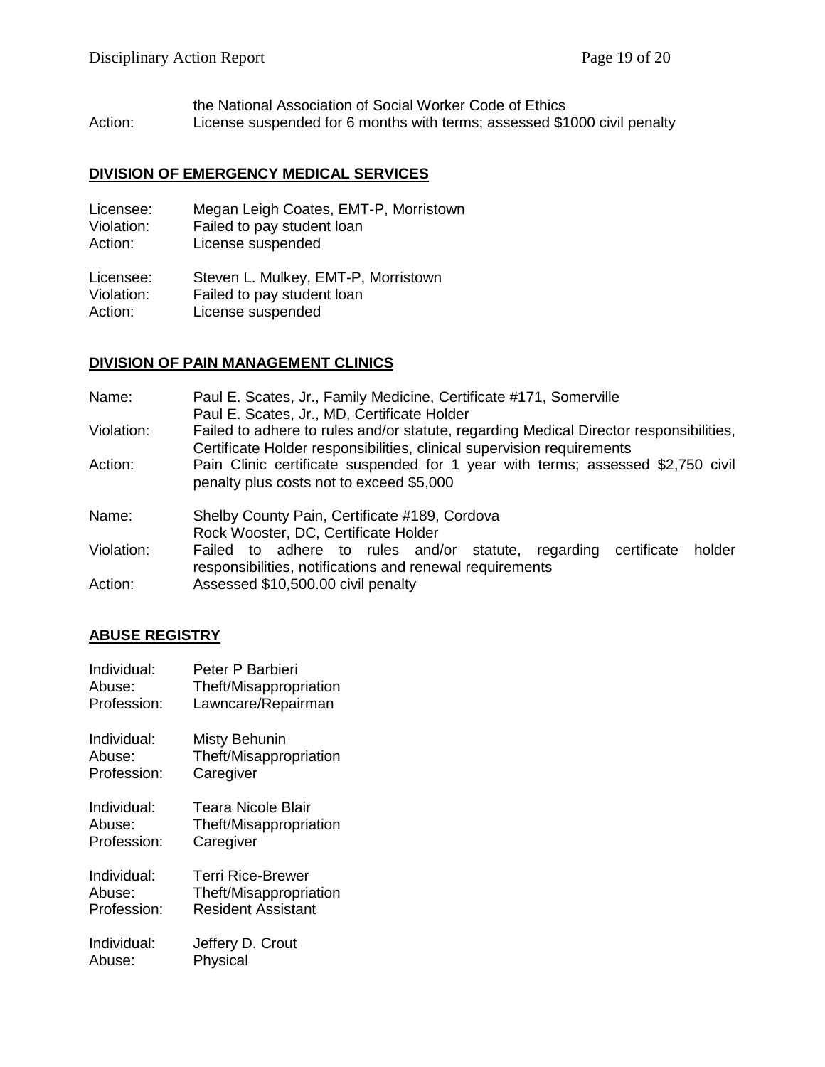the National Association of Social Worker Code of Ethics
Action: License suspended for 6 months with terms; assessed $1000 civil penalty

**DIVISION OF EMERGENCY MEDICAL SERVICES**

Licensee: Megan Leigh Coates, EMT-P, Morristown
Violation: Failed to pay student loan
Action: License suspended

Licensee: Steven L. Mulkey, EMT-P, Morristown
Violation: Failed to pay student loan
Action: License suspended

**DIVISION OF PAIN MANAGEMENT CLINICS**

Name: Paul E. Scates, Jr., Family Medicine, Certificate #171, Somerville
Paul E. Scates, Jr., MD, Certificate Holder
Violation: Failed to adhere to rules and/or statute, regarding Medical Director responsibilities, Certificate Holder responsibilities, clinical supervision requirements
Action: Pain Clinic certificate suspended for 1 year with terms; assessed $2,750 civil penalty plus costs not to exceed $5,000

Name: Shelby County Pain, Certificate #189, Cordova
Rock Wooster, DC, Certificate Holder
Violation: Failed to adhere to rules and/or statute, regarding certificate holder responsibilities, notifications and renewal requirements
Action: Assessed $10,500.00 civil penalty

**ABUSE REGISTRY**

Individual: Peter P Barbieri
Abuse: Theft/Misappropriation
Profession: Lawncare/Repairman

Individual: Misty Behunin
Abuse: Theft/Misappropriation
Profession: Caregiver

Individual: Teara Nicole Blair
Abuse: Theft/Misappropriation
Profession: Caregiver

Individual: Terri Rice-Brewer
Abuse: Theft/Misappropriation
Profession: Resident Assistant

Individual: Jeffery D. Crout
Abuse: Physical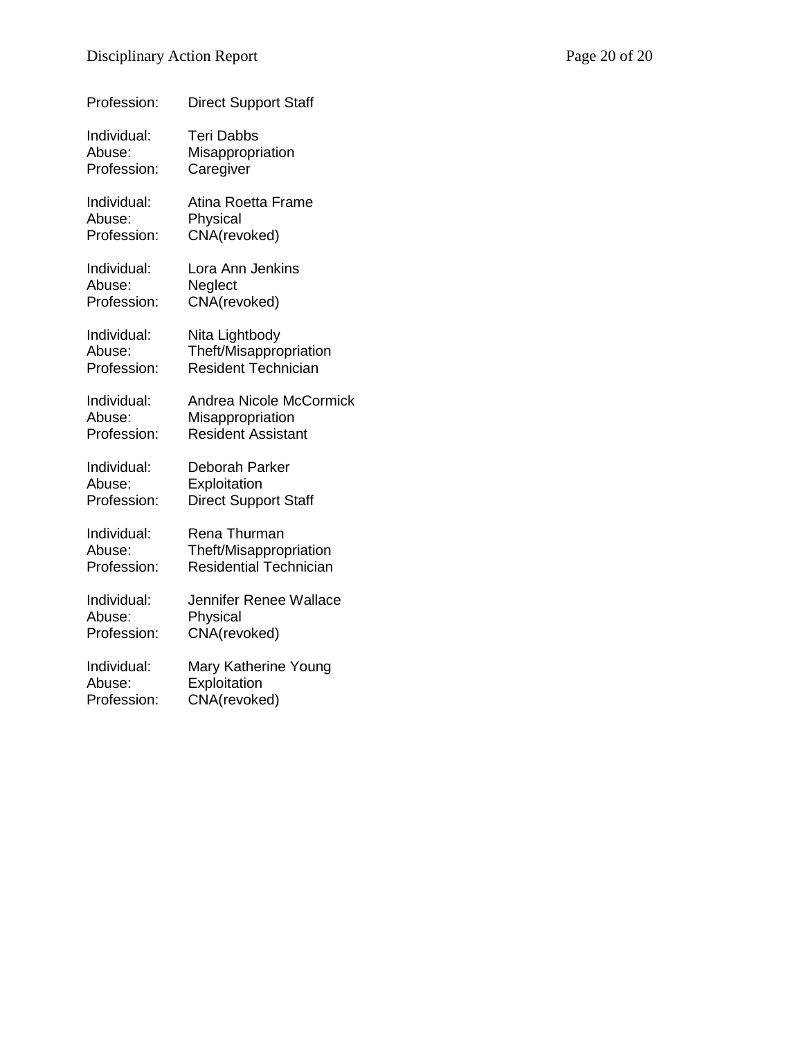Profession: Direct Support Staff

Individual: Teri Dabbs
Abuse: Misappropriation
Profession: Caregiver

Individual: Atina Roetta Frame
Abuse: Physical
Profession: CNA(revoked)

Individual: Lora Ann Jenkins
Abuse: Neglect
Profession: CNA(revoked)

Individual: Nita Lightbody
Abuse: Theft/Misappropriation
Profession: Resident Technician

Individual: Andrea Nicole McCormick
Abuse: Misappropriation
Profession: Resident Assistant

Individual: Deborah Parker
Abuse: Exploitation
Profession: Direct Support Staff

Individual: Rena Thurman
Abuse: Theft/Misappropriation
Profession: Residential Technician

Individual: Jennifer Renee Wallace
Abuse: Physical
Profession: CNA(revoked)

Individual: Mary Katherine Young
Abuse: Exploitation
Profession: CNA(revoked)